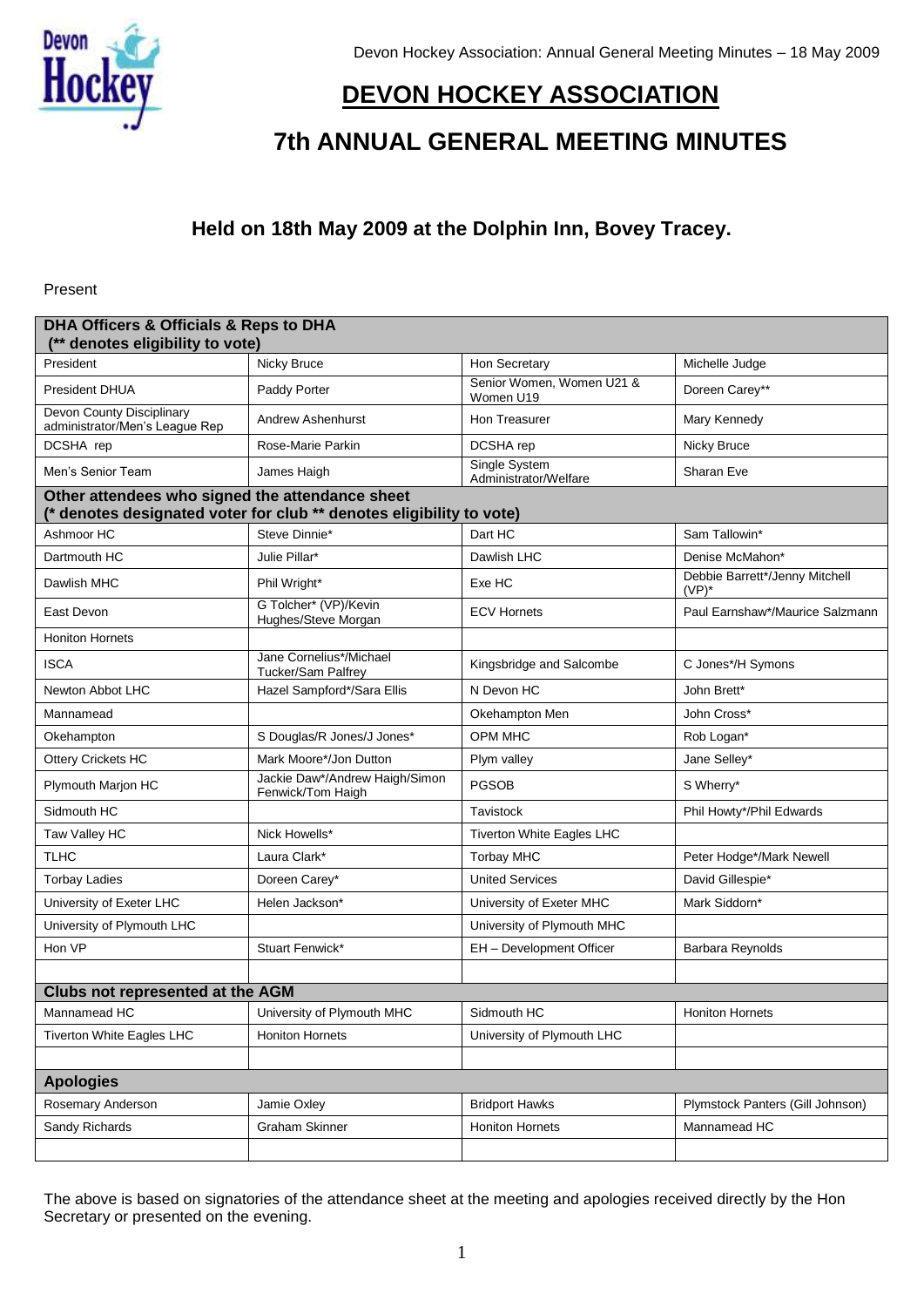# DEVON HOCKEY ASSOCIATION

## 7th ANNUAL GENERAL MEETING MINUTES

### Held on 18th May 2009 at the Dolphin Inn, Bovey Tracey.

Present

| **DHA Officers & Officials & Reps to DHA (** denotes eligibility to vote)** | | | |
|---|---|---|---|
| President | Nicky Bruce | Hon Secretary | Michelle Judge |
| President DHUA | Paddy Porter | Senior Women, Women U21 & Women U19 | Doreen Carey** |
| Devon County Disciplinary administrator/Men's League Rep | Andrew Ashenhurst | Hon Treasurer | Mary Kennedy |
| DCSHA rep | Rose-Marie Parkin | DCSHA rep | Nicky Bruce |
| Men's Senior Team | James Haigh | Single System Administrator/Welfare | Sharan Eve |
| **Other attendees who signed the attendance sheet (* denotes designated voter for club ** denotes eligibility to vote)** | | | |
| Ashmoor HC | Steve Dinnie* | Dart HC | Sam Tallowin* |
| Dartmouth HC | Julie Pillar* | Dawlish LHC | Denise McMahon* |
| Dawlish MHC | Phil Wright* | Exe HC | Debbie Barrett*/Jenny Mitchell (VP)* |
| East Devon | G Tolcher* (VP)/Kevin Hughes/Steve Morgan | ECV Hornets | Paul Earnshaw*/Maurice Salzmann |
| Honiton Hornets | | | |
| ISCA | Jane Cornelius*/Michael Tucker/Sam Palfrey | Kingsbridge and Salcombe | C Jones*/H Symons |
| Newton Abbot LHC | Hazel Sampford*/Sara Ellis | N Devon HC | John Brett* |
| Mannamead | | Okehampton Men | John Cross* |
| Okehampton | S Douglas/R Jones/J Jones* | OPM MHC | Rob Logan* |
| Ottery Crickets HC | Mark Moore*/Jon Dutton | Plym valley | Jane Selley* |
| Plymouth Marjon HC | Jackie Daw*/Andrew Haigh/Simon Fenwick/Tom Haigh | PGSOB | S Wherry* |
| Sidmouth HC | | Tavistock | Phil Howty*/Phil Edwards |
| Taw Valley HC | Nick Howells* | Tiverton White Eagles LHC | |
| TLHC | Laura Clark* | Torbay MHC | Peter Hodge*/Mark Newell |
| Torbay Ladies | Doreen Carey* | United Services | David Gillespie* |
| University of Exeter LHC | Helen Jackson* | University of Exeter MHC | Mark Siddorn* |
| University of Plymouth LHC | | University of Plymouth MHC | |
| Hon VP | Stuart Fenwick* | EH – Development Officer | Barbara Reynolds |
| | | | |
| **Clubs not represented at the AGM** | | | |
| Mannamead HC | University of Plymouth MHC | Sidmouth HC | Honiton Hornets |
| Tiverton White Eagles LHC | Honiton Hornets | University of Plymouth LHC | |
| | | | |
| **Apologies** | | | |
| Rosemary Anderson | Jamie Oxley | Bridport Hawks | Plymstock Panters (Gill Johnson) |
| Sandy Richards | Graham Skinner | Honiton Hornets | Mannamead HC |
| | | | |

The above is based on signatories of the attendance sheet at the meeting and apologies received directly by the Hon Secretary or presented on the evening.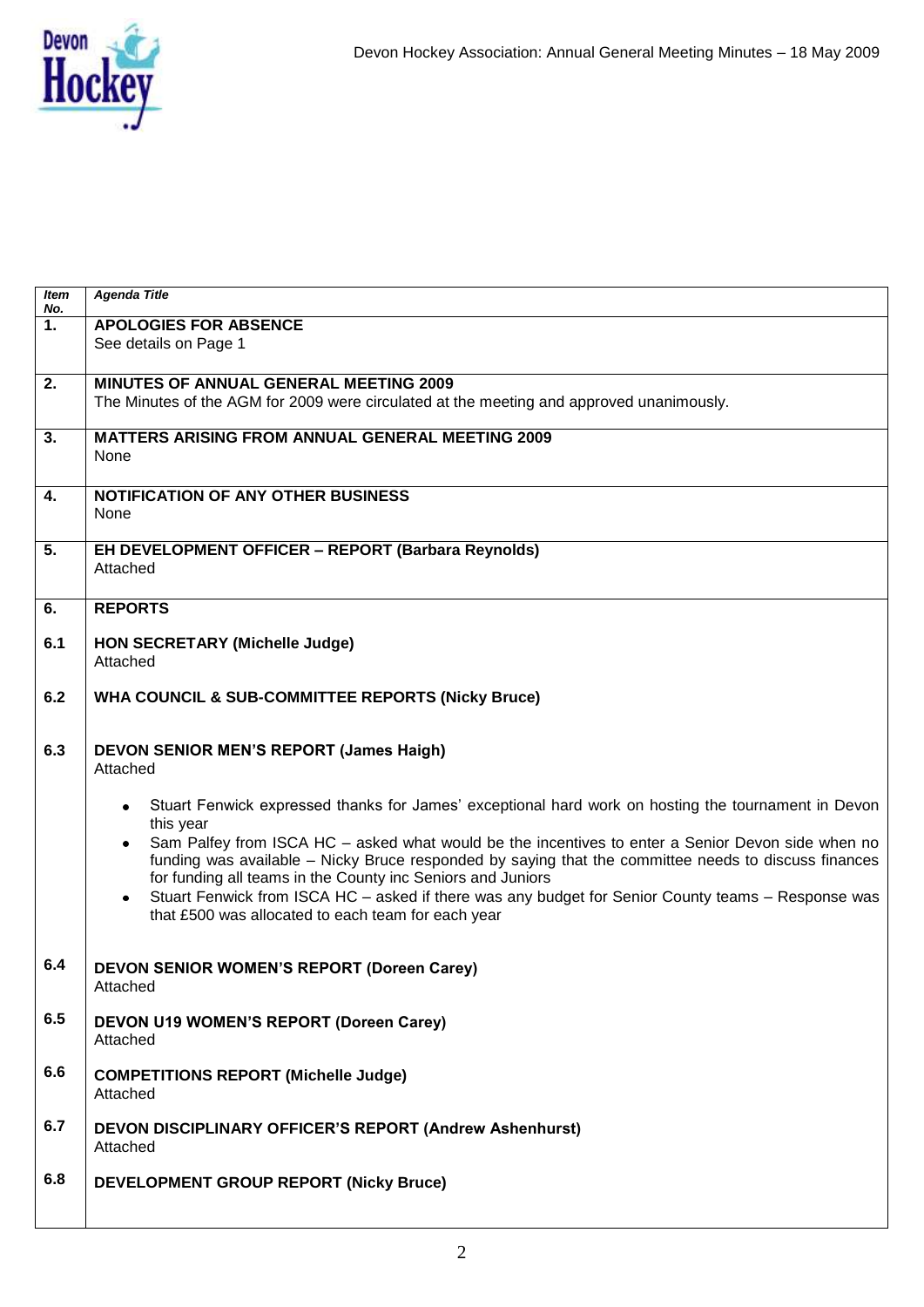| *Item No.* | *Agenda Title* |
|---|---|
| **1.** | **APOLOGIES FOR ABSENCE**<br>See details on Page 1 |
| **2.** | **MINUTES OF ANNUAL GENERAL MEETING 2009**<br>The Minutes of the AGM for 2009 were circulated at the meeting and approved unanimously. |
| **3.** | **MATTERS ARISING FROM ANNUAL GENERAL MEETING 2009**<br>None |
| **4.** | **NOTIFICATION OF ANY OTHER BUSINESS**<br>None |
| **5.** | **EH DEVELOPMENT OFFICER – REPORT (Barbara Reynolds)**<br>Attached |
| **6.** | **REPORTS** |
| **6.1** | **HON SECRETARY (Michelle Judge)**<br>Attached |
| **6.2** | **WHA COUNCIL & SUB-COMMITTEE REPORTS (Nicky Bruce)** |
| **6.3** | **DEVON SENIOR MEN'S REPORT (James Haigh)**<br>Attached<br>• Stuart Fenwick expressed thanks for James' exceptional hard work on hosting the tournament in Devon this year<br>• Sam Palfey from ISCA HC – asked what would be the incentives to enter a Senior Devon side when no funding was available – Nicky Bruce responded by saying that the committee needs to discuss finances for funding all teams in the County inc Seniors and Juniors<br>• Stuart Fenwick from ISCA HC – asked if there was any budget for Senior County teams – Response was that £500 was allocated to each team for each year |
| **6.4** | **DEVON SENIOR WOMEN'S REPORT (Doreen Carey)**<br>Attached |
| **6.5** | **DEVON U19 WOMEN'S REPORT (Doreen Carey)**<br>Attached |
| **6.6** | **COMPETITIONS REPORT (Michelle Judge)**<br>Attached |
| **6.7** | **DEVON DISCIPLINARY OFFICER'S REPORT (Andrew Ashenhurst)**<br>Attached |
| **6.8** | **DEVELOPMENT GROUP REPORT (Nicky Bruce)** |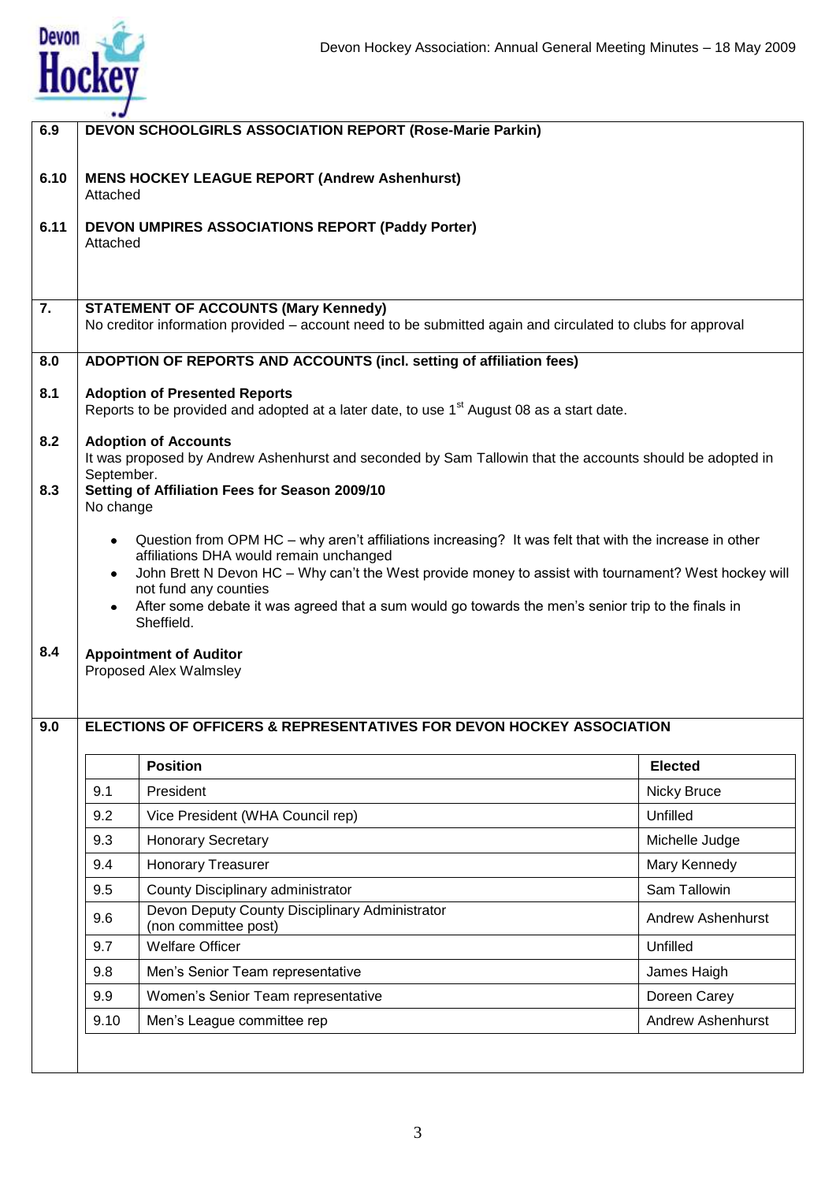**6.9 DEVON SCHOOLGIRLS ASSOCIATION REPORT (Rose-Marie Parkin)**

**6.10 MENS HOCKEY LEAGUE REPORT (Andrew Ashenhurst)**
Attached

**6.11 DEVON UMPIRES ASSOCIATIONS REPORT (Paddy Porter)**
Attached

**7. STATEMENT OF ACCOUNTS (Mary Kennedy)**
No creditor information provided – account need to be submitted again and circulated to clubs for approval

**8.0 ADOPTION OF REPORTS AND ACCOUNTS (incl. setting of affiliation fees)**

**8.1 Adoption of Presented Reports**
Reports to be provided and adopted at a later date, to use 1st August 08 as a start date.

**8.2 Adoption of Accounts**
It was proposed by Andrew Ashenhurst and seconded by Sam Tallowin that the accounts should be adopted in September.

**8.3 Setting of Affiliation Fees for Season 2009/10**
No change

- Question from OPM HC – why aren't affiliations increasing? It was felt that with the increase in other affiliations DHA would remain unchanged
- John Brett N Devon HC – Why can't the West provide money to assist with tournament? West hockey will not fund any counties
- After some debate it was agreed that a sum would go towards the men's senior trip to the finals in Sheffield.

**8.4 Appointment of Auditor**
Proposed Alex Walmsley

**9.0 ELECTIONS OF OFFICERS & REPRESENTATIVES FOR DEVON HOCKEY ASSOCIATION**

| | Position | Elected |
|---|---|---|
| 9.1 | President | Nicky Bruce |
| 9.2 | Vice President (WHA Council rep) | Unfilled |
| 9.3 | Honorary Secretary | Michelle Judge |
| 9.4 | Honorary Treasurer | Mary Kennedy |
| 9.5 | County Disciplinary administrator | Sam Tallowin |
| 9.6 | Devon Deputy County Disciplinary Administrator (non committee post) | Andrew Ashenhurst |
| 9.7 | Welfare Officer | Unfilled |
| 9.8 | Men's Senior Team representative | James Haigh |
| 9.9 | Women's Senior Team representative | Doreen Carey |
| 9.10 | Men's League committee rep | Andrew Ashenhurst |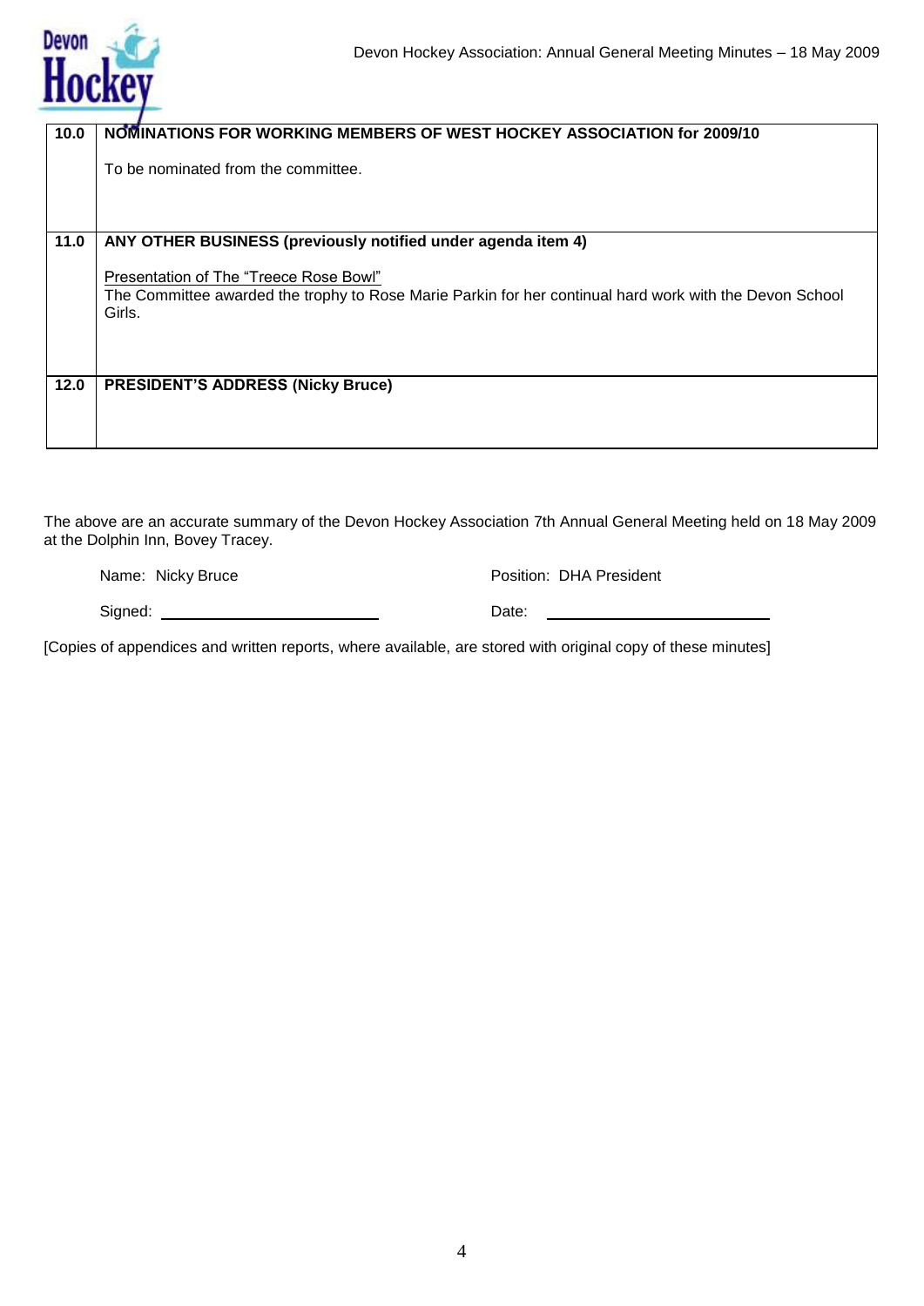| | |
|---|---|
| **10.0** | **NOMINATIONS FOR WORKING MEMBERS OF WEST HOCKEY ASSOCIATION for 2009/10**<br><br>To be nominated from the committee. |
| **11.0** | **ANY OTHER BUSINESS (previously notified under agenda item 4)**<br><br>Presentation of The "Treece Rose Bowl"<br>The Committee awarded the trophy to Rose Marie Parkin for her continual hard work with the Devon School Girls. |
| **12.0** | **PRESIDENT'S ADDRESS (Nicky Bruce)** |

The above are an accurate summary of the Devon Hockey Association 7th Annual General Meeting held on 18 May 2009 at the Dolphin Inn, Bovey Tracey.

Name: Nicky Bruce | Position: DHA President

Signed: ______________________ | Date: ______________________

[Copies of appendices and written reports, where available, are stored with original copy of these minutes]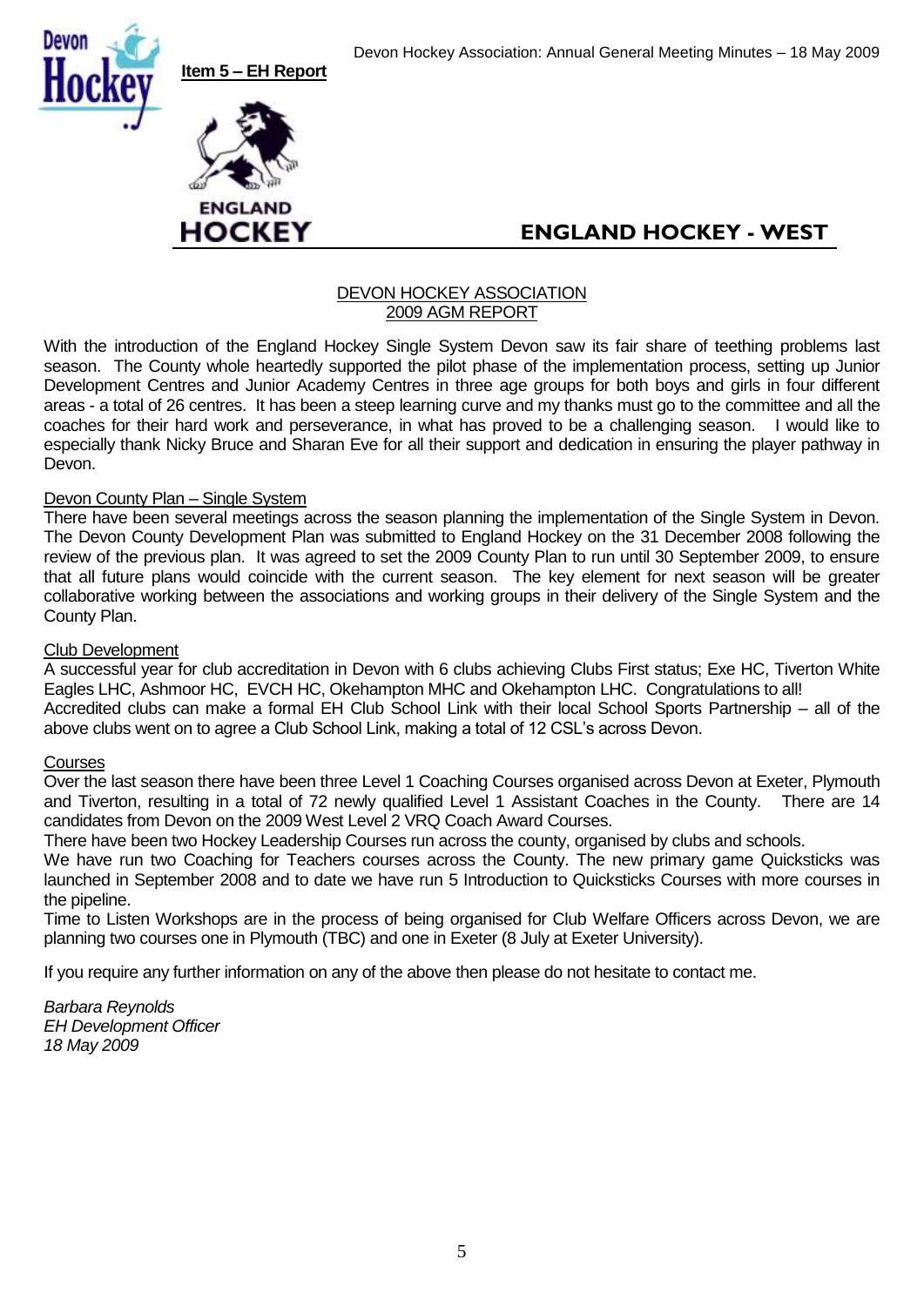**Item 5 – EH Report**

## ENGLAND HOCKEY - WEST

### DEVON HOCKEY ASSOCIATION
### 2009 AGM REPORT

With the introduction of the England Hockey Single System Devon saw its fair share of teething problems last season. The County whole heartedly supported the pilot phase of the implementation process, setting up Junior Development Centres and Junior Academy Centres in three age groups for both boys and girls in four different areas - a total of 26 centres. It has been a steep learning curve and my thanks must go to the committee and all the coaches for their hard work and perseverance, in what has proved to be a challenging season. I would like to especially thank Nicky Bruce and Sharan Eve for all their support and dedication in ensuring the player pathway in Devon.

Devon County Plan – Single System

There have been several meetings across the season planning the implementation of the Single System in Devon. The Devon County Development Plan was submitted to England Hockey on the 31 December 2008 following the review of the previous plan. It was agreed to set the 2009 County Plan to run until 30 September 2009, to ensure that all future plans would coincide with the current season. The key element for next season will be greater collaborative working between the associations and working groups in their delivery of the Single System and the County Plan.

Club Development

A successful year for club accreditation in Devon with 6 clubs achieving Clubs First status; Exe HC, Tiverton White Eagles LHC, Ashmoor HC, EVCH HC, Okehampton MHC and Okehampton LHC. Congratulations to all!
Accredited clubs can make a formal EH Club School Link with their local School Sports Partnership – all of the above clubs went on to agree a Club School Link, making a total of 12 CSL's across Devon.

Courses

Over the last season there have been three Level 1 Coaching Courses organised across Devon at Exeter, Plymouth and Tiverton, resulting in a total of 72 newly qualified Level 1 Assistant Coaches in the County. There are 14 candidates from Devon on the 2009 West Level 2 VRQ Coach Award Courses.
There have been two Hockey Leadership Courses run across the county, organised by clubs and schools.
We have run two Coaching for Teachers courses across the County. The new primary game Quicksticks was launched in September 2008 and to date we have run 5 Introduction to Quicksticks Courses with more courses in the pipeline.
Time to Listen Workshops are in the process of being organised for Club Welfare Officers across Devon, we are planning two courses one in Plymouth (TBC) and one in Exeter (8 July at Exeter University).

If you require any further information on any of the above then please do not hesitate to contact me.

*Barbara Reynolds*
*EH Development Officer*
*18 May 2009*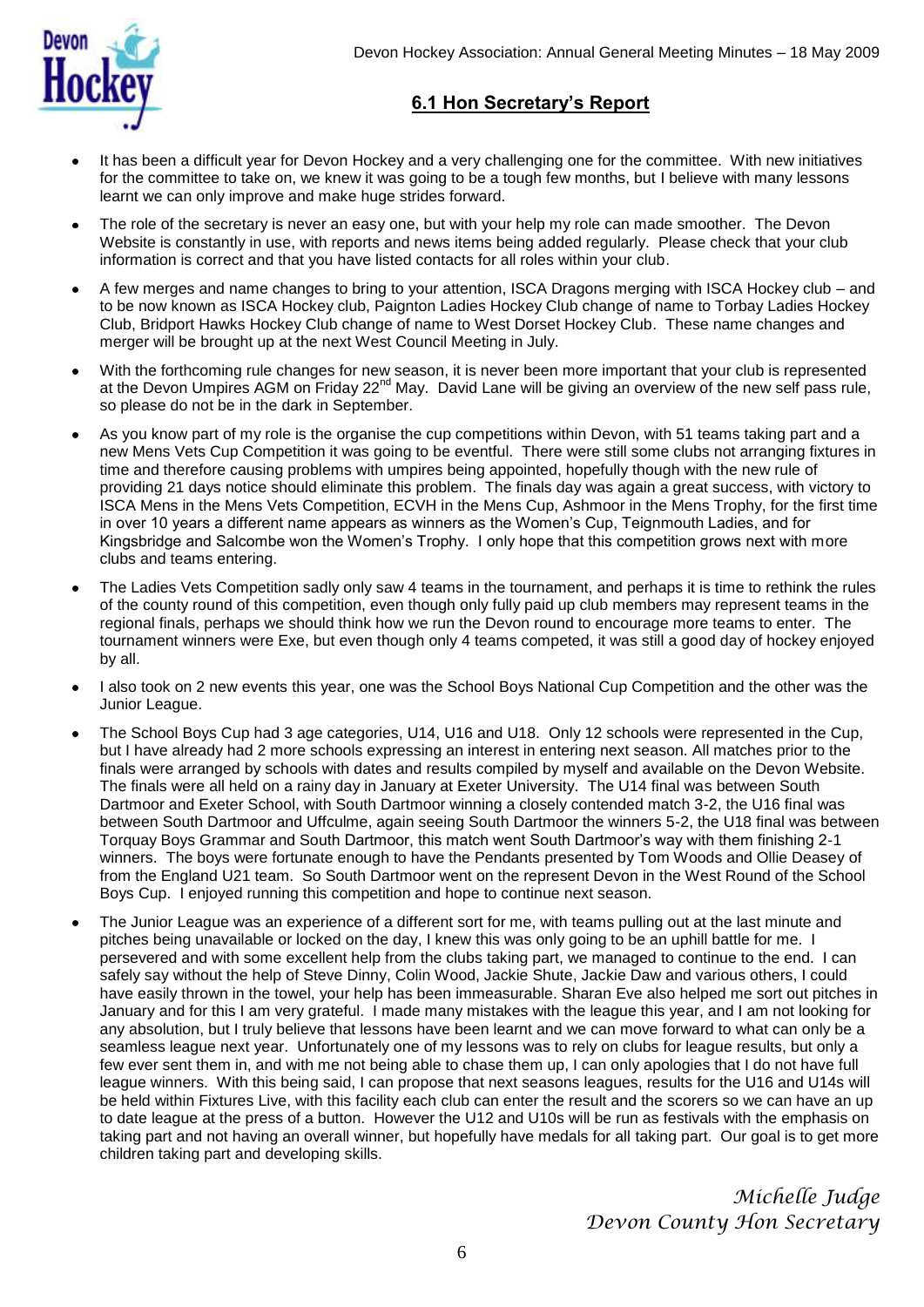## 6.1 Hon Secretary's Report

- It has been a difficult year for Devon Hockey and a very challenging one for the committee. With new initiatives for the committee to take on, we knew it was going to be a tough few months, but I believe with many lessons learnt we can only improve and make huge strides forward.
- The role of the secretary is never an easy one, but with your help my role can made smoother. The Devon Website is constantly in use, with reports and news items being added regularly. Please check that your club information is correct and that you have listed contacts for all roles within your club.
- A few merges and name changes to bring to your attention, ISCA Dragons merging with ISCA Hockey club – and to be now known as ISCA Hockey club, Paignton Ladies Hockey Club change of name to Torbay Ladies Hockey Club, Bridport Hawks Hockey Club change of name to West Dorset Hockey Club. These name changes and merger will be brought up at the next West Council Meeting in July.
- With the forthcoming rule changes for new season, it is never been more important that your club is represented at the Devon Umpires AGM on Friday 22nd May. David Lane will be giving an overview of the new self pass rule, so please do not be in the dark in September.
- As you know part of my role is the organise the cup competitions within Devon, with 51 teams taking part and a new Mens Vets Cup Competition it was going to be eventful. There were still some clubs not arranging fixtures in time and therefore causing problems with umpires being appointed, hopefully though with the new rule of providing 21 days notice should eliminate this problem. The finals day was again a great success, with victory to ISCA Mens in the Mens Vets Competition, ECVH in the Mens Cup, Ashmoor in the Mens Trophy, for the first time in over 10 years a different name appears as winners as the Women's Cup, Teignmouth Ladies, and for Kingsbridge and Salcombe won the Women's Trophy. I only hope that this competition grows next with more clubs and teams entering.
- The Ladies Vets Competition sadly only saw 4 teams in the tournament, and perhaps it is time to rethink the rules of the county round of this competition, even though only fully paid up club members may represent teams in the regional finals, perhaps we should think how we run the Devon round to encourage more teams to enter. The tournament winners were Exe, but even though only 4 teams competed, it was still a good day of hockey enjoyed by all.
- I also took on 2 new events this year, one was the School Boys National Cup Competition and the other was the Junior League.
- The School Boys Cup had 3 age categories, U14, U16 and U18. Only 12 schools were represented in the Cup, but I have already had 2 more schools expressing an interest in entering next season. All matches prior to the finals were arranged by schools with dates and results compiled by myself and available on the Devon Website. The finals were all held on a rainy day in January at Exeter University. The U14 final was between South Dartmoor and Exeter School, with South Dartmoor winning a closely contended match 3-2, the U16 final was between South Dartmoor and Uffculme, again seeing South Dartmoor the winners 5-2, the U18 final was between Torquay Boys Grammar and South Dartmoor, this match went South Dartmoor's way with them finishing 2-1 winners. The boys were fortunate enough to have the Pendants presented by Tom Woods and Ollie Deasey of from the England U21 team. So South Dartmoor went on the represent Devon in the West Round of the School Boys Cup. I enjoyed running this competition and hope to continue next season.
- The Junior League was an experience of a different sort for me, with teams pulling out at the last minute and pitches being unavailable or locked on the day, I knew this was only going to be an uphill battle for me. I persevered and with some excellent help from the clubs taking part, we managed to continue to the end. I can safely say without the help of Steve Dinny, Colin Wood, Jackie Shute, Jackie Daw and various others, I could have easily thrown in the towel, your help has been immeasurable. Sharan Eve also helped me sort out pitches in January and for this I am very grateful. I made many mistakes with the league this year, and I am not looking for any absolution, but I truly believe that lessons have been learnt and we can move forward to what can only be a seamless league next year. Unfortunately one of my lessons was to rely on clubs for league results, but only a few ever sent them in, and with me not being able to chase them up, I can only apologies that I do not have full league winners. With this being said, I can propose that next seasons leagues, results for the U16 and U14s will be held within Fixtures Live, with this facility each club can enter the result and the scorers so we can have an up to date league at the press of a button. However the U12 and U10s will be run as festivals with the emphasis on taking part and not having an overall winner, but hopefully have medals for all taking part. Our goal is to get more children taking part and developing skills.

*Michelle Judge*
*Devon County Hon Secretary*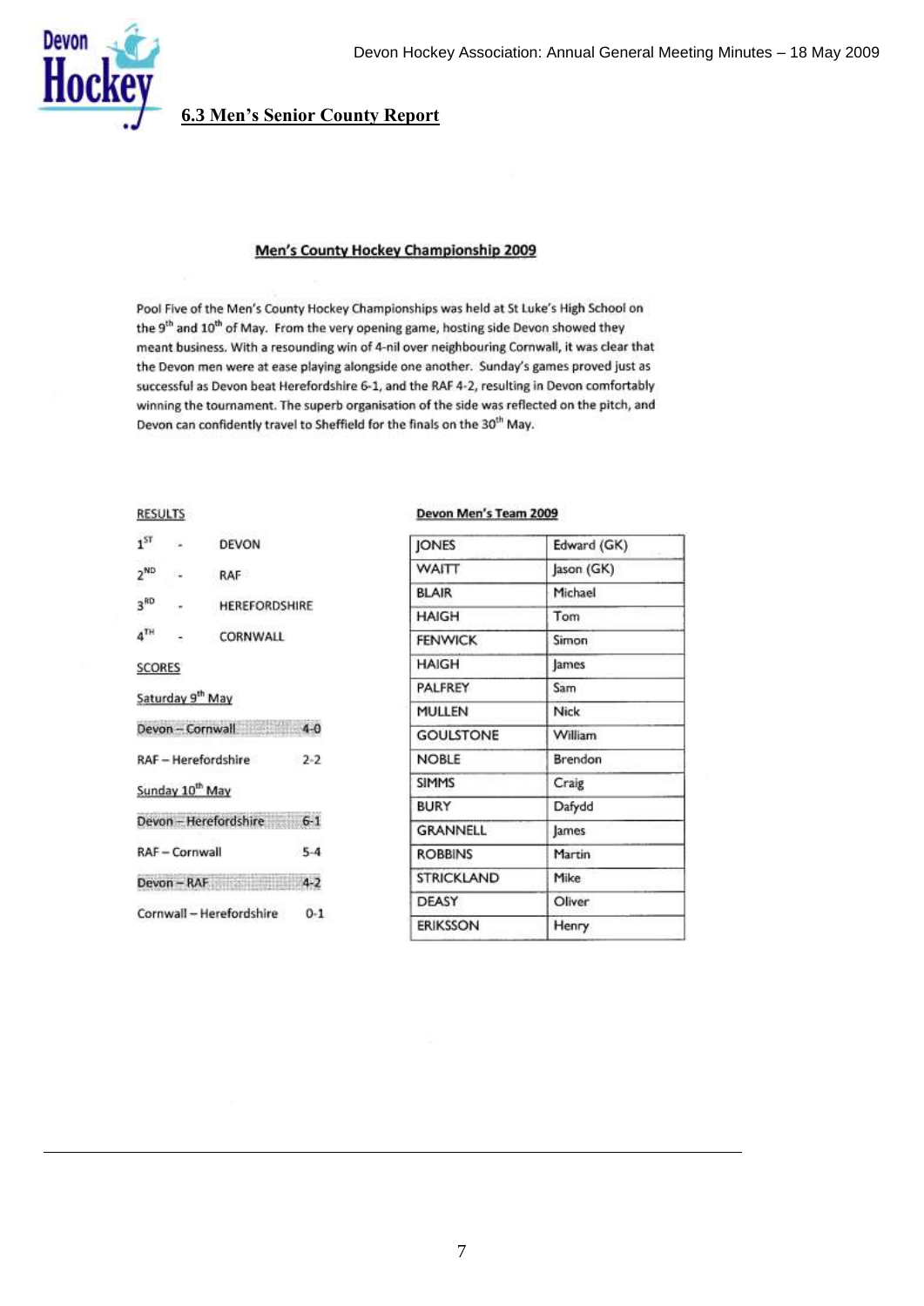## 6.3 Men's Senior County Report

### Men's County Hockey Championship 2009

Pool Five of the Men's County Hockey Championships was held at St Luke's High School on the 9th and 10th of May. From the very opening game, hosting side Devon showed they meant business. With a resounding win of 4-nil over neighbouring Cornwall, it was clear that the Devon men were at ease playing alongside one another. Sunday's games proved just as successful as Devon beat Herefordshire 6-1, and the RAF 4-2, resulting in Devon comfortably winning the tournament. The superb organisation of the side was reflected on the pitch, and Devon can confidently travel to Sheffield for the finals on the 30th May.

**RESULTS**

| | | |
|---|---|---|
| 1ST | - | DEVON |
| 2ND | - | RAF |
| 3RD | - | HEREFORDSHIRE |
| 4TH | - | CORNWALL |

**SCORES**

**Saturday 9th May**

| | |
|---|---|
| Devon – Cornwall | 4-0 |
| RAF – Herefordshire | 2-2 |

**Sunday 10th May**

| | |
|---|---|
| Devon – Herefordshire | 6-1 |
| RAF – Cornwall | 5-4 |
| Devon – RAF | 4-2 |
| Cornwall – Herefordshire | 0-1 |

**Devon Men's Team 2009**

| | |
|---|---|
| JONES | Edward (GK) |
| WAITT | Jason (GK) |
| BLAIR | Michael |
| HAIGH | Tom |
| FENWICK | Simon |
| HAIGH | James |
| PALFREY | Sam |
| MULLEN | Nick |
| GOULSTONE | William |
| NOBLE | Brendon |
| SIMMS | Craig |
| BURY | Dafydd |
| GRANNELL | James |
| ROBBINS | Martin |
| STRICKLAND | Mike |
| DEASY | Oliver |
| ERIKSSON | Henry |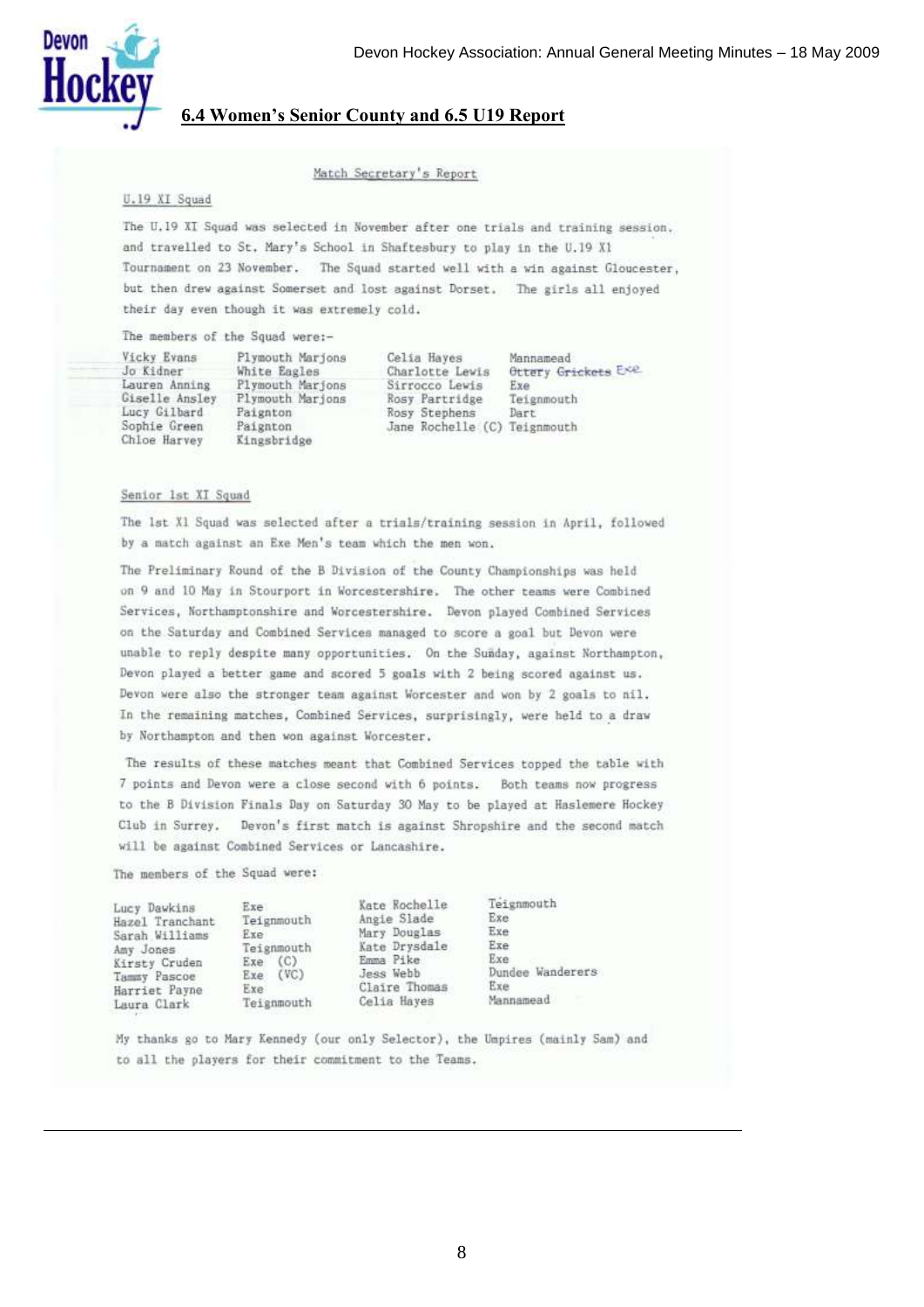## 6.4 Women's Senior County and 6.5 U19 Report

### Match Secretary's Report

#### U.19 XI Squad

The U.19 XI Squad was selected in November after one trials and training session, and travelled to St. Mary's School in Shaftesbury to play in the U.19 X1 Tournament on 23 November. The Squad started well with a win against Gloucester, but then drew against Somerset and lost against Dorset. The girls all enjoyed their day even though it was extremely cold.

The members of the Squad were:-

| | | | |
|---|---|---|---|
| Vicky Evans | Plymouth Marjons | Celia Hayes | Mannamead |
| Jo Kidner | White Eagles | Charlotte Lewis | ~~Ottery Crickets~~ Exe |
| Lauren Anning | Plymouth Marjons | Sirrocco Lewis | Exe |
| Giselle Ansley | Plymouth Marjons | Rosy Partridge | Teignmouth |
| Lucy Gilbard | Paignton | Rosy Stephens | Dart |
| Sophie Green | Paignton | Jane Rochelle (C) | Teignmouth |
| Chloe Harvey | Kingsbridge | | |

#### Senior 1st XI Squad

The 1st X1 Squad was selected after a trials/training session in April, followed by a match against an Exe Men's team which the men won.

The Preliminary Round of the B Division of the County Championships was held on 9 and 10 May in Stourport in Worcestershire. The other teams were Combined Services, Northamptonshire and Worcestershire. Devon played Combined Services on the Saturday and Combined Services managed to score a goal but Devon were unable to reply despite many opportunities. On the Sunday, against Northampton, Devon played a better game and scored 5 goals with 2 being scored against us. Devon were also the stronger team against Worcester and won by 2 goals to nil. In the remaining matches, Combined Services, surprisingly, were held to a draw by Northampton and then won against Worcester.

The results of these matches meant that Combined Services topped the table with 7 points and Devon were a close second with 6 points. Both teams now progress to the B Division Finals Day on Saturday 30 May to be played at Haslemere Hockey Club in Surrey. Devon's first match is against Shropshire and the second match will be against Combined Services or Lancashire.

The members of the Squad were:

| | | | |
|---|---|---|---|
| Lucy Dawkins | Exe | Kate Rochelle | Teignmouth |
| Hazel Tranchant | Teignmouth | Angie Slade | Exe |
| Sarah Williams | Exe | Mary Douglas | Exe |
| Amy Jones | Teignmouth | Kate Drysdale | Exe |
| Kirsty Cruden | Exe (C) | Emma Pike | Exe |
| Tammy Pascoe | Exe (VC) | Jess Webb | Dundee Wanderers |
| Harriet Payne | Exe | Claire Thomas | Exe |
| Laura Clark | Teignmouth | Celia Hayes | Mannamead |

My thanks go to Mary Kennedy (our only Selector), the Umpires (mainly Sam) and to all the players for their commitment to the Teams.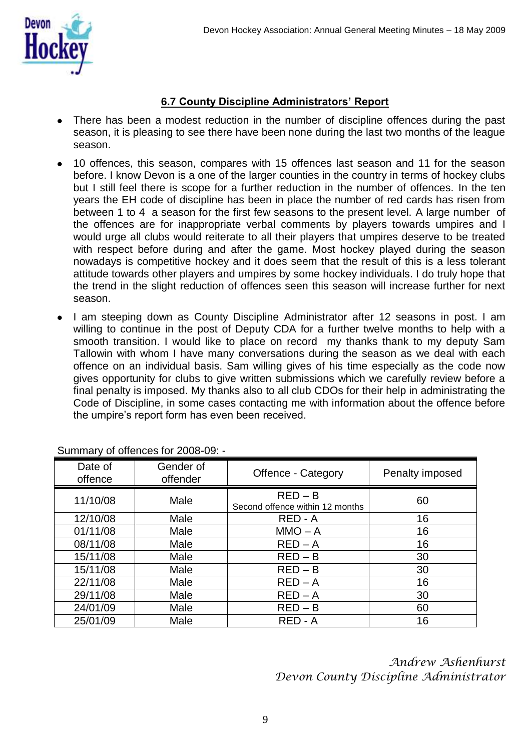## 6.7 County Discipline Administrators' Report

- There has been a modest reduction in the number of discipline offences during the past season, it is pleasing to see there have been none during the last two months of the league season.
- 10 offences, this season, compares with 15 offences last season and 11 for the season before. I know Devon is a one of the larger counties in the country in terms of hockey clubs but I still feel there is scope for a further reduction in the number of offences. In the ten years the EH code of discipline has been in place the number of red cards has risen from between 1 to 4 a season for the first few seasons to the present level. A large number of the offences are for inappropriate verbal comments by players towards umpires and I would urge all clubs would reiterate to all their players that umpires deserve to be treated with respect before during and after the game. Most hockey played during the season nowadays is competitive hockey and it does seem that the result of this is a less tolerant attitude towards other players and umpires by some hockey individuals. I do truly hope that the trend in the slight reduction of offences seen this season will increase further for next season.
- I am steeping down as County Discipline Administrator after 12 seasons in post. I am willing to continue in the post of Deputy CDA for a further twelve months to help with a smooth transition. I would like to place on record my thanks thank to my deputy Sam Tallowin with whom I have many conversations during the season as we deal with each offence on an individual basis. Sam willing gives of his time especially as the code now gives opportunity for clubs to give written submissions which we carefully review before a final penalty is imposed. My thanks also to all club CDOs for their help in administrating the Code of Discipline, in some cases contacting me with information about the offence before the umpire's report form has even been received.

Summary of offences for 2008-09: -

| Date of offence | Gender of offender | Offence - Category | Penalty imposed |
|---|---|---|---|
| 11/10/08 | Male | RED – B<br>Second offence within 12 months | 60 |
| 12/10/08 | Male | RED - A | 16 |
| 01/11/08 | Male | MMO – A | 16 |
| 08/11/08 | Male | RED – A | 16 |
| 15/11/08 | Male | RED – B | 30 |
| 15/11/08 | Male | RED – B | 30 |
| 22/11/08 | Male | RED – A | 16 |
| 29/11/08 | Male | RED – A | 30 |
| 24/01/09 | Male | RED – B | 60 |
| 25/01/09 | Male | RED - A | 16 |

*Andrew Ashenhurst*
*Devon County Discipline Administrator*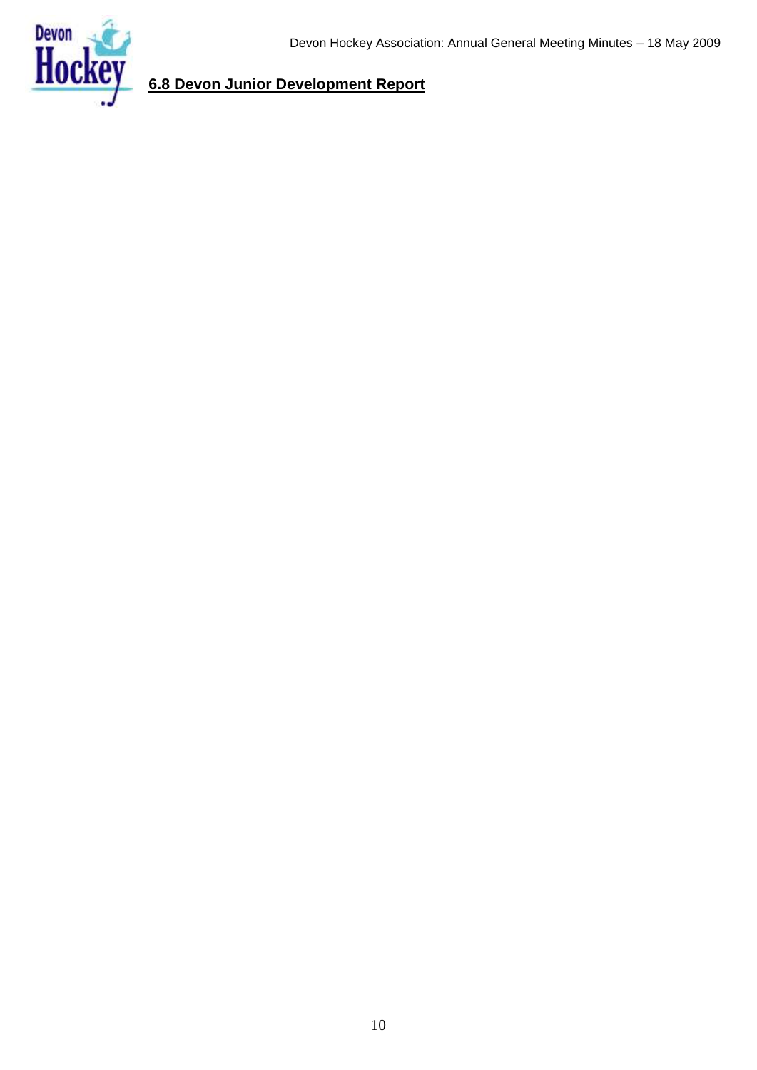## 6.8 Devon Junior Development Report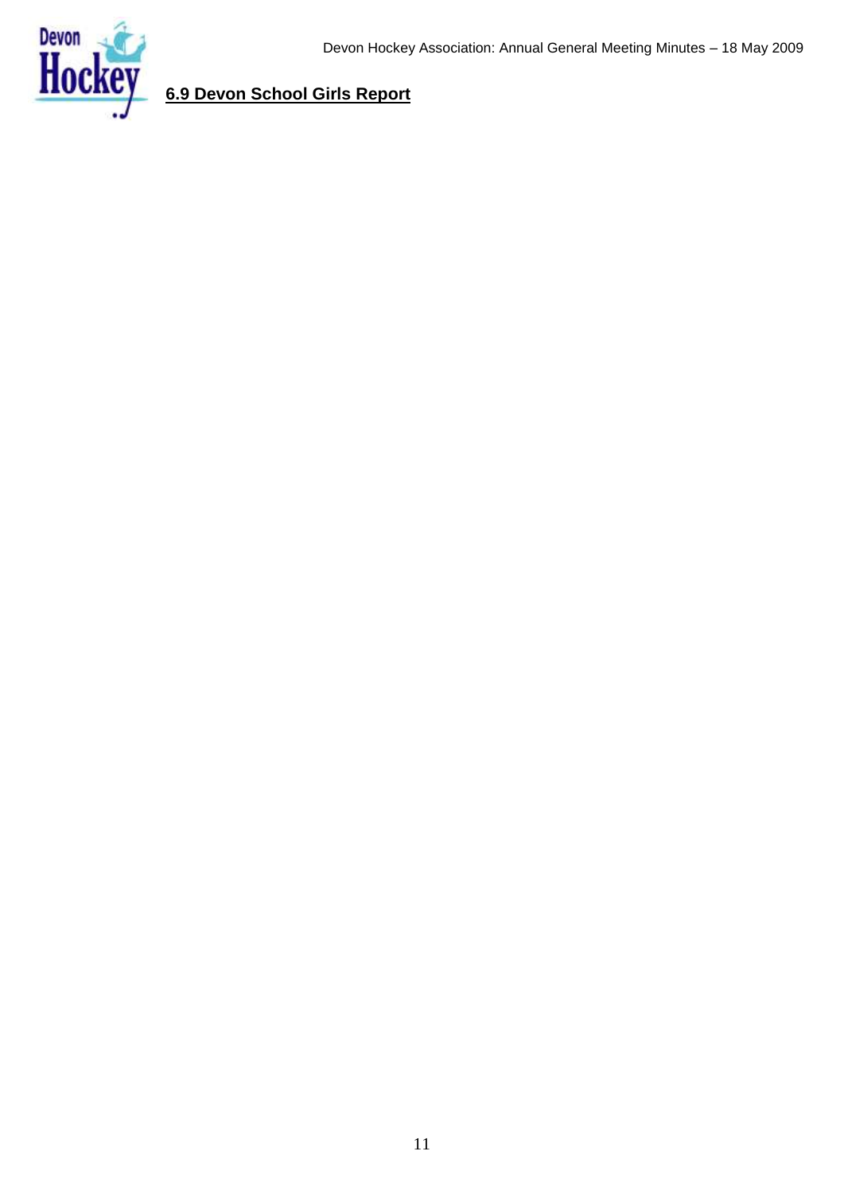## 6.9 Devon School Girls Report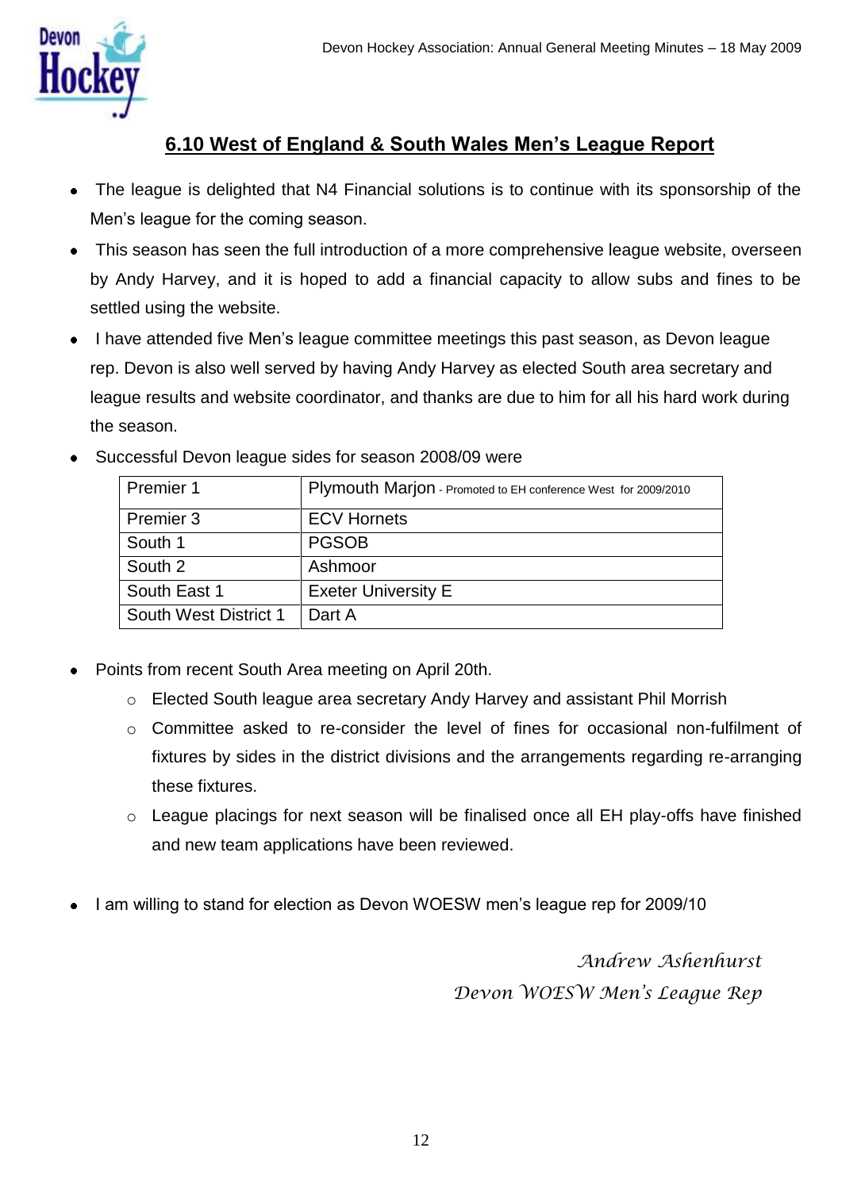## 6.10 West of England & South Wales Men's League Report

- The league is delighted that N4 Financial solutions is to continue with its sponsorship of the Men's league for the coming season.
- This season has seen the full introduction of a more comprehensive league website, overseen by Andy Harvey, and it is hoped to add a financial capacity to allow subs and fines to be settled using the website.
- I have attended five Men's league committee meetings this past season, as Devon league rep. Devon is also well served by having Andy Harvey as elected South area secretary and league results and website coordinator, and thanks are due to him for all his hard work during the season.
- Successful Devon league sides for season 2008/09 were

| | |
|---|---|
| Premier 1 | Plymouth Marjon - Promoted to EH conference West for 2009/2010 |
| Premier 3 | ECV Hornets |
| South 1 | PGSOB |
| South 2 | Ashmoor |
| South East 1 | Exeter University E |
| South West District 1 | Dart A |

- Points from recent South Area meeting on April 20th.
  - Elected South league area secretary Andy Harvey and assistant Phil Morrish
  - Committee asked to re-consider the level of fines for occasional non-fulfilment of fixtures by sides in the district divisions and the arrangements regarding re-arranging these fixtures.
  - League placings for next season will be finalised once all EH play-offs have finished and new team applications have been reviewed.

- I am willing to stand for election as Devon WOESW men's league rep for 2009/10

*Andrew Ashenhurst*
*Devon WOESW Men's League Rep*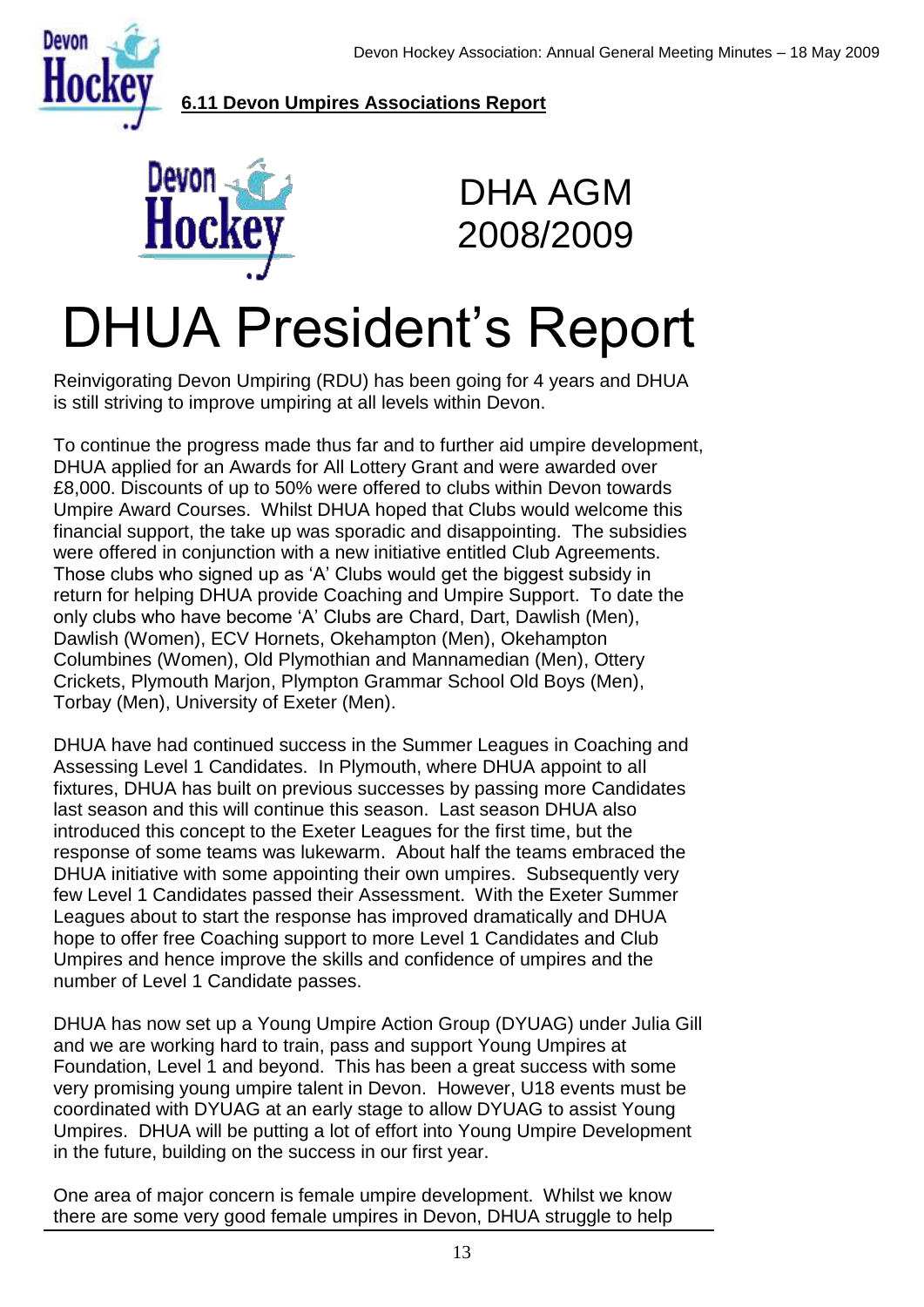**6.11 Devon Umpires Associations Report**

DHA AGM
2008/2009

# DHUA President's Report

Reinvigorating Devon Umpiring (RDU) has been going for 4 years and DHUA is still striving to improve umpiring at all levels within Devon.

To continue the progress made thus far and to further aid umpire development, DHUA applied for an Awards for All Lottery Grant and were awarded over £8,000. Discounts of up to 50% were offered to clubs within Devon towards Umpire Award Courses. Whilst DHUA hoped that Clubs would welcome this financial support, the take up was sporadic and disappointing. The subsidies were offered in conjunction with a new initiative entitled Club Agreements. Those clubs who signed up as 'A' Clubs would get the biggest subsidy in return for helping DHUA provide Coaching and Umpire Support. To date the only clubs who have become 'A' Clubs are Chard, Dart, Dawlish (Men), Dawlish (Women), ECV Hornets, Okehampton (Men), Okehampton Columbines (Women), Old Plymothian and Mannamedian (Men), Ottery Crickets, Plymouth Marjon, Plympton Grammar School Old Boys (Men), Torbay (Men), University of Exeter (Men).

DHUA have had continued success in the Summer Leagues in Coaching and Assessing Level 1 Candidates. In Plymouth, where DHUA appoint to all fixtures, DHUA has built on previous successes by passing more Candidates last season and this will continue this season. Last season DHUA also introduced this concept to the Exeter Leagues for the first time, but the response of some teams was lukewarm. About half the teams embraced the DHUA initiative with some appointing their own umpires. Subsequently very few Level 1 Candidates passed their Assessment. With the Exeter Summer Leagues about to start the response has improved dramatically and DHUA hope to offer free Coaching support to more Level 1 Candidates and Club Umpires and hence improve the skills and confidence of umpires and the number of Level 1 Candidate passes.

DHUA has now set up a Young Umpire Action Group (DYUAG) under Julia Gill and we are working hard to train, pass and support Young Umpires at Foundation, Level 1 and beyond. This has been a great success with some very promising young umpire talent in Devon. However, U18 events must be coordinated with DYUAG at an early stage to allow DYUAG to assist Young Umpires. DHUA will be putting a lot of effort into Young Umpire Development in the future, building on the success in our first year.

One area of major concern is female umpire development. Whilst we know there are some very good female umpires in Devon, DHUA struggle to help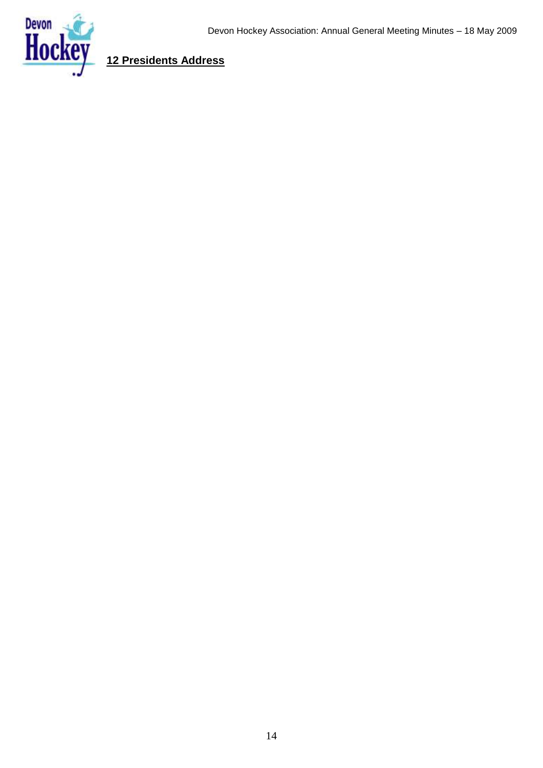## 12 Presidents Address